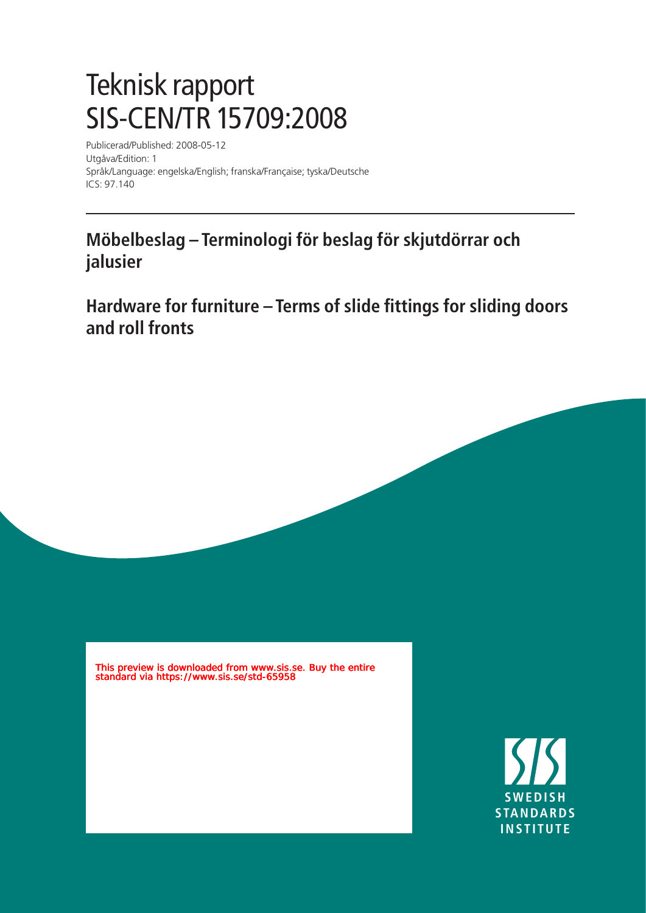# Teknisk rapport
# SIS-CEN/TR 15709:2008

Publicerad/Published: 2008-05-12
Utgåva/Edition: 1
Språk/Language: engelska/English; franska/Française; tyska/Deutsche
ICS: 97.140

## Möbelbeslag – Terminologi för beslag för skjutdörrar och jalusier

## Hardware for furniture – Terms of slide fittings for sliding doors and roll fronts

This preview is downloaded from www.sis.se. Buy the entire standard via https://www.sis.se/std-65958

SIS SWEDISH STANDARDS INSTITUTE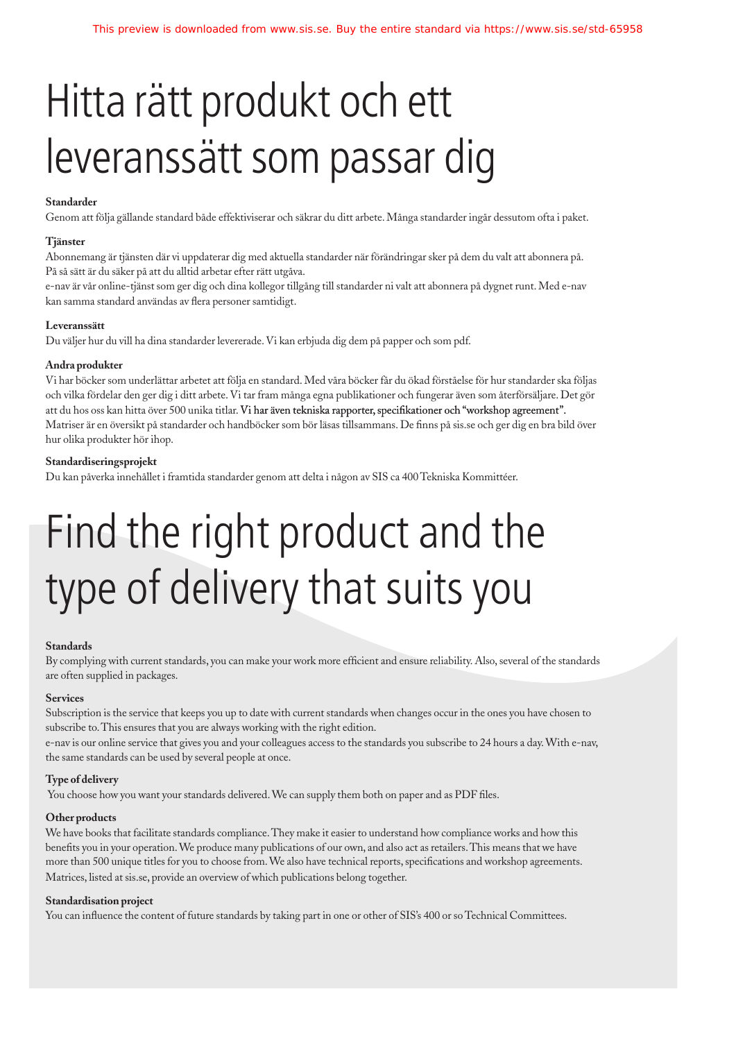# Hitta rätt produkt och ett leveranssätt som passar dig

**Standarder**

Genom att följa gällande standard både effektiviserar och säkrar du ditt arbete. Många standarder ingår dessutom ofta i paket.

**Tjänster**

Abonnemang är tjänsten där vi uppdaterar dig med aktuella standarder när förändringar sker på dem du valt att abonnera på. På så sätt är du säker på att du alltid arbetar efter rätt utgåva.

e-nav är vår online-tjänst som ger dig och dina kollegor tillgång till standarder ni valt att abonnera på dygnet runt. Med e-nav kan samma standard användas av flera personer samtidigt.

**Leveranssätt**

Du väljer hur du vill ha dina standarder levererade. Vi kan erbjuda dig dem på papper och som pdf.

**Andra produkter**

Vi har böcker som underlättar arbetet att följa en standard. Med våra böcker får du ökad förståelse för hur standarder ska följas och vilka fördelar den ger dig i ditt arbete. Vi tar fram många egna publikationer och fungerar även som återförsäljare. Det gör att du hos oss kan hitta över 500 unika titlar. Vi har även tekniska rapporter, specifikationer och "workshop agreement". Matriser är en översikt på standarder och handböcker som bör läsas tillsammans. De finns på sis.se och ger dig en bra bild över hur olika produkter hör ihop.

**Standardiseringsprojekt**

Du kan påverka innehållet i framtida standarder genom att delta i någon av SIS ca 400 Tekniska Kommittéer.

# Find the right product and the type of delivery that suits you

**Standards**

By complying with current standards, you can make your work more efficient and ensure reliability. Also, several of the standards are often supplied in packages.

**Services**

Subscription is the service that keeps you up to date with current standards when changes occur in the ones you have chosen to subscribe to. This ensures that you are always working with the right edition.

e-nav is our online service that gives you and your colleagues access to the standards you subscribe to 24 hours a day. With e-nav, the same standards can be used by several people at once.

**Type of delivery**

You choose how you want your standards delivered. We can supply them both on paper and as PDF files.

**Other products**

We have books that facilitate standards compliance. They make it easier to understand how compliance works and how this benefits you in your operation. We produce many publications of our own, and also act as retailers. This means that we have more than 500 unique titles for you to choose from. We also have technical reports, specifications and workshop agreements. Matrices, listed at sis.se, provide an overview of which publications belong together.

**Standardisation project**

You can influence the content of future standards by taking part in one or other of SIS's 400 or so Technical Committees.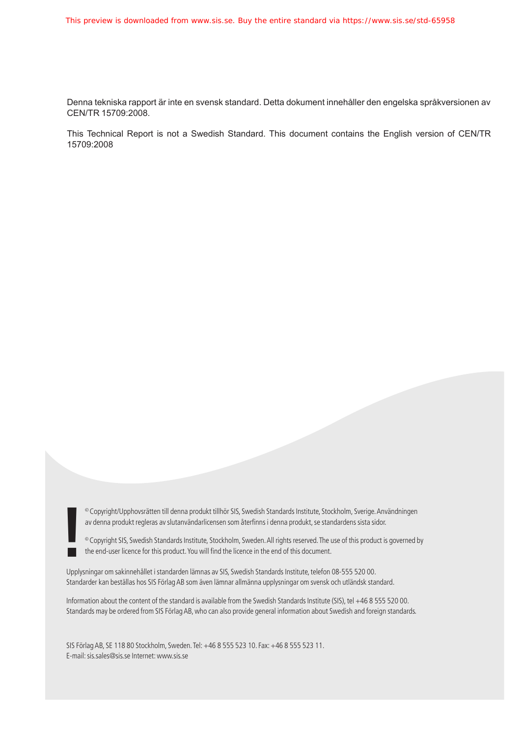Denna tekniska rapport är inte en svensk standard. Detta dokument innehåller den engelska språkversionen av CEN/TR 15709:2008.

This Technical Report is not a Swedish Standard. This document contains the English version of CEN/TR 15709:2008

© Copyright/Upphovsrätten till denna produkt tillhör SIS, Swedish Standards Institute, Stockholm, Sverige. Användningen av denna produkt regleras av slutanvändarlicensen som återfinns i denna produkt, se standardens sista sidor.

© Copyright SIS, Swedish Standards Institute, Stockholm, Sweden. All rights reserved. The use of this product is governed by the end-user licence for this product. You will find the licence in the end of this document.

Upplysningar om sakinnehållet i standarden lämnas av SIS, Swedish Standards Institute, telefon 08-555 520 00. Standarder kan beställas hos SIS Förlag AB som även lämnar allmänna upplysningar om svensk och utländsk standard.

Information about the content of the standard is available from the Swedish Standards Institute (SIS), tel +46 8 555 520 00. Standards may be ordered from SIS Förlag AB, who can also provide general information about Swedish and foreign standards.

SIS Förlag AB, SE 118 80 Stockholm, Sweden. Tel: +46 8 555 523 10. Fax: +46 8 555 523 11.
E-mail: sis.sales@sis.se Internet: www.sis.se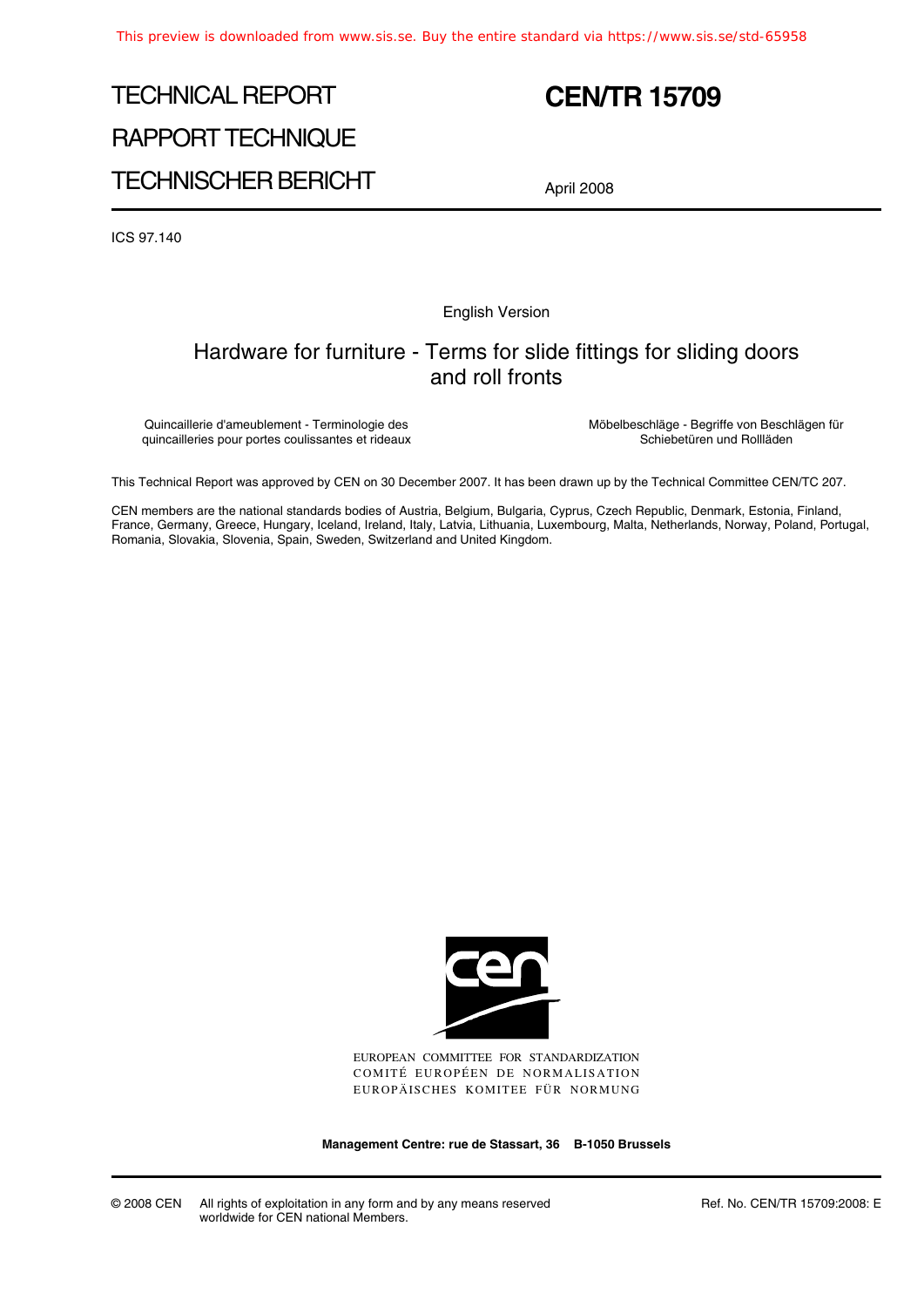# TECHNICAL REPORT

# RAPPORT TECHNIQUE

# TECHNISCHER BERICHT

# CEN/TR 15709

April 2008

ICS 97.140

English Version

## Hardware for furniture - Terms for slide fittings for sliding doors and roll fronts

Quincaillerie d'ameublement - Terminologie des quincailleries pour portes coulissantes et rideaux

Möbelbeschläge - Begriffe von Beschlägen für Schiebetüren und Rollläden

This Technical Report was approved by CEN on 30 December 2007. It has been drawn up by the Technical Committee CEN/TC 207.

CEN members are the national standards bodies of Austria, Belgium, Bulgaria, Cyprus, Czech Republic, Denmark, Estonia, Finland, France, Germany, Greece, Hungary, Iceland, Ireland, Italy, Latvia, Lithuania, Luxembourg, Malta, Netherlands, Norway, Poland, Portugal, Romania, Slovakia, Slovenia, Spain, Sweden, Switzerland and United Kingdom.

EUROPEAN COMMITTEE FOR STANDARDIZATION
COMITÉ EUROPÉEN DE NORMALISATION
EUROPÄISCHES KOMITEE FÜR NORMUNG

**Management Centre: rue de Stassart, 36 B-1050 Brussels**

© 2008 CEN All rights of exploitation in any form and by any means reserved worldwide for CEN national Members.

Ref. No. CEN/TR 15709:2008: E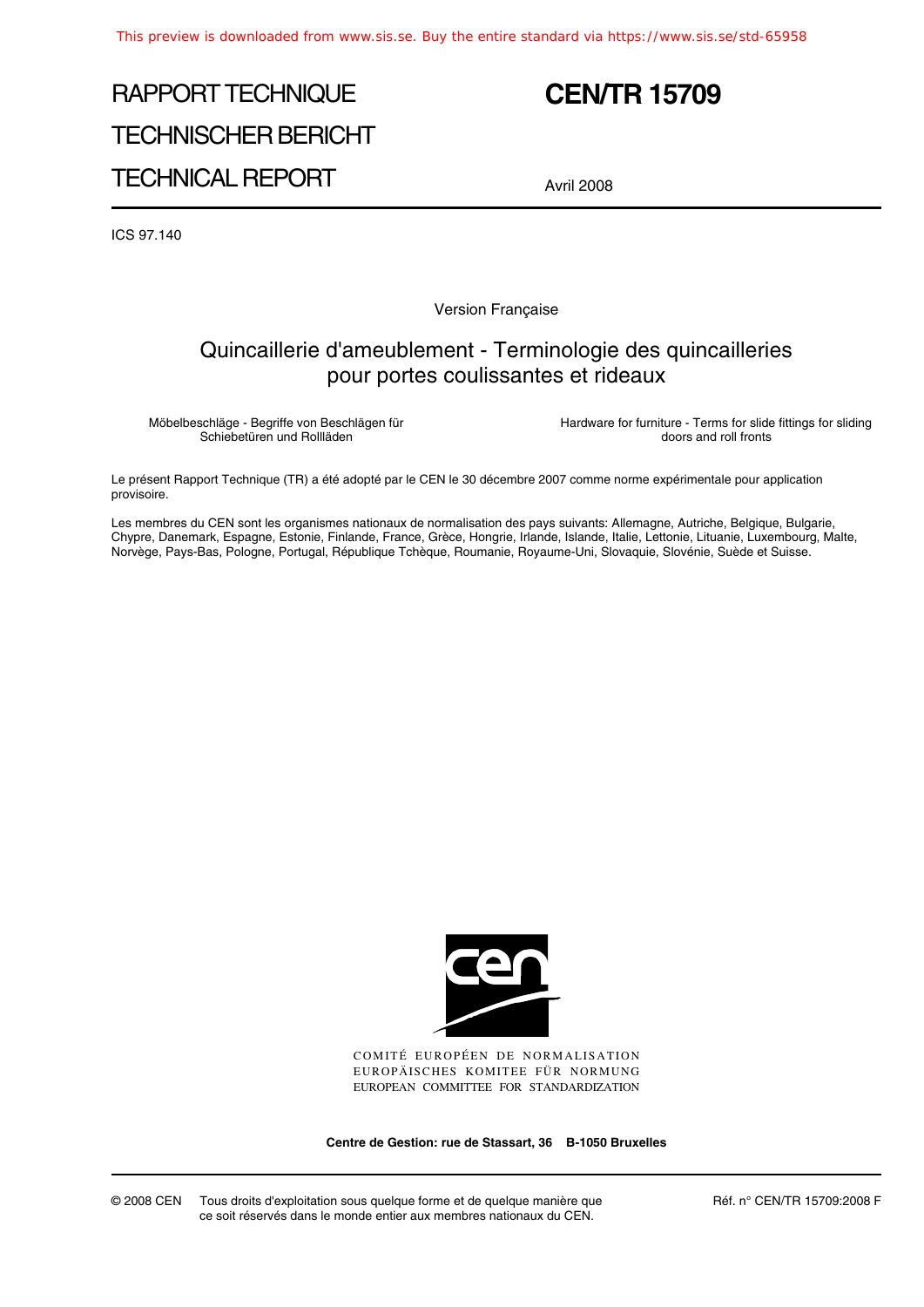# RAPPORT TECHNIQUE
# TECHNISCHER BERICHT
# TECHNICAL REPORT

# CEN/TR 15709

Avril 2008

ICS 97.140

Version Française

## Quincaillerie d'ameublement - Terminologie des quincailleries pour portes coulissantes et rideaux

Möbelbeschläge - Begriffe von Beschlägen für Schiebetüren und Rollläden

Hardware for furniture - Terms for slide fittings for sliding doors and roll fronts

Le présent Rapport Technique (TR) a été adopté par le CEN le 30 décembre 2007 comme norme expérimentale pour application provisoire.

Les membres du CEN sont les organismes nationaux de normalisation des pays suivants: Allemagne, Autriche, Belgique, Bulgarie, Chypre, Danemark, Espagne, Estonie, Finlande, France, Grèce, Hongrie, Irlande, Islande, Italie, Lettonie, Lituanie, Luxembourg, Malte, Norvège, Pays-Bas, Pologne, Portugal, République Tchèque, Roumanie, Royaume-Uni, Slovaquie, Slovénie, Suède et Suisse.

COMITÉ EUROPÉEN DE NORMALISATION
EUROPÄISCHES KOMITEE FÜR NORMUNG
EUROPEAN COMMITTEE FOR STANDARDIZATION

**Centre de Gestion: rue de Stassart, 36 B-1050 Bruxelles**

© 2008 CEN Tous droits d'exploitation sous quelque forme et de quelque manière que ce soit réservés dans le monde entier aux membres nationaux du CEN.

Réf. n° CEN/TR 15709:2008 F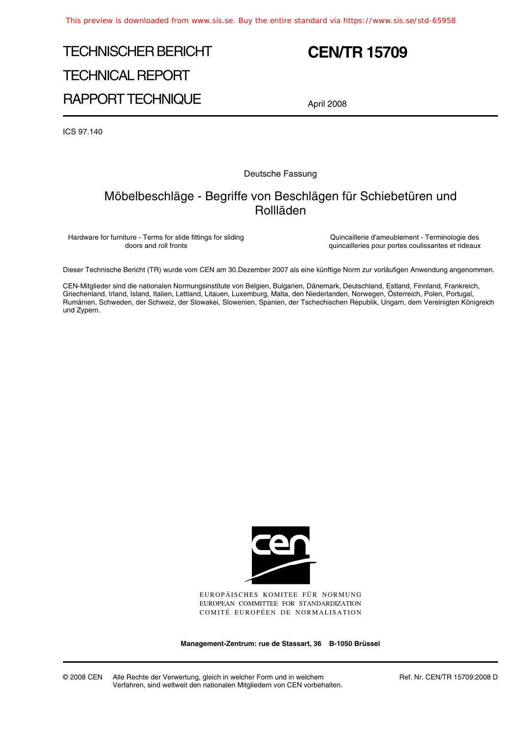# TECHNISCHER BERICHT

# TECHNICAL REPORT

# RAPPORT TECHNIQUE

# CEN/TR 15709

April 2008

ICS 97.140

Deutsche Fassung

## Möbelbeschläge - Begriffe von Beschlägen für Schiebetüren und Rollläden

Hardware for furniture - Terms for slide fittings for sliding doors and roll fronts

Quincaillerie d'ameublement - Terminologie des quincailleries pour portes coulissantes et rideaux

Dieser Technische Bericht (TR) wurde vom CEN am 30.Dezember 2007 als eine künftige Norm zur vorläufigen Anwendung angenommen.

CEN-Mitglieder sind die nationalen Normungsinstitute von Belgien, Bulgarien, Dänemark, Deutschland, Estland, Finnland, Frankreich, Griechenland, Irland, Island, Italien, Lettland, Litauen, Luxemburg, Malta, den Niederlanden, Norwegen, Österreich, Polen, Portugal, Rumänien, Schweden, der Schweiz, der Slowakei, Slowenien, Spanien, der Tschechischen Republik, Ungarn, dem Vereinigten Königreich und Zypern.

EUROPÄISCHES KOMITEE FÜR NORMUNG
EUROPEAN COMMITTEE FOR STANDARDIZATION
COMITÉ EUROPÉEN DE NORMALISATION

**Management-Zentrum: rue de Stassart, 36 B-1050 Brüssel**

© 2008 CEN Alle Rechte der Verwertung, gleich in welcher Form und in welchem Verfahren, sind weltweit den nationalen Mitgliedern von CEN vorbehalten.

Ref. Nr. CEN/TR 15709:2008 D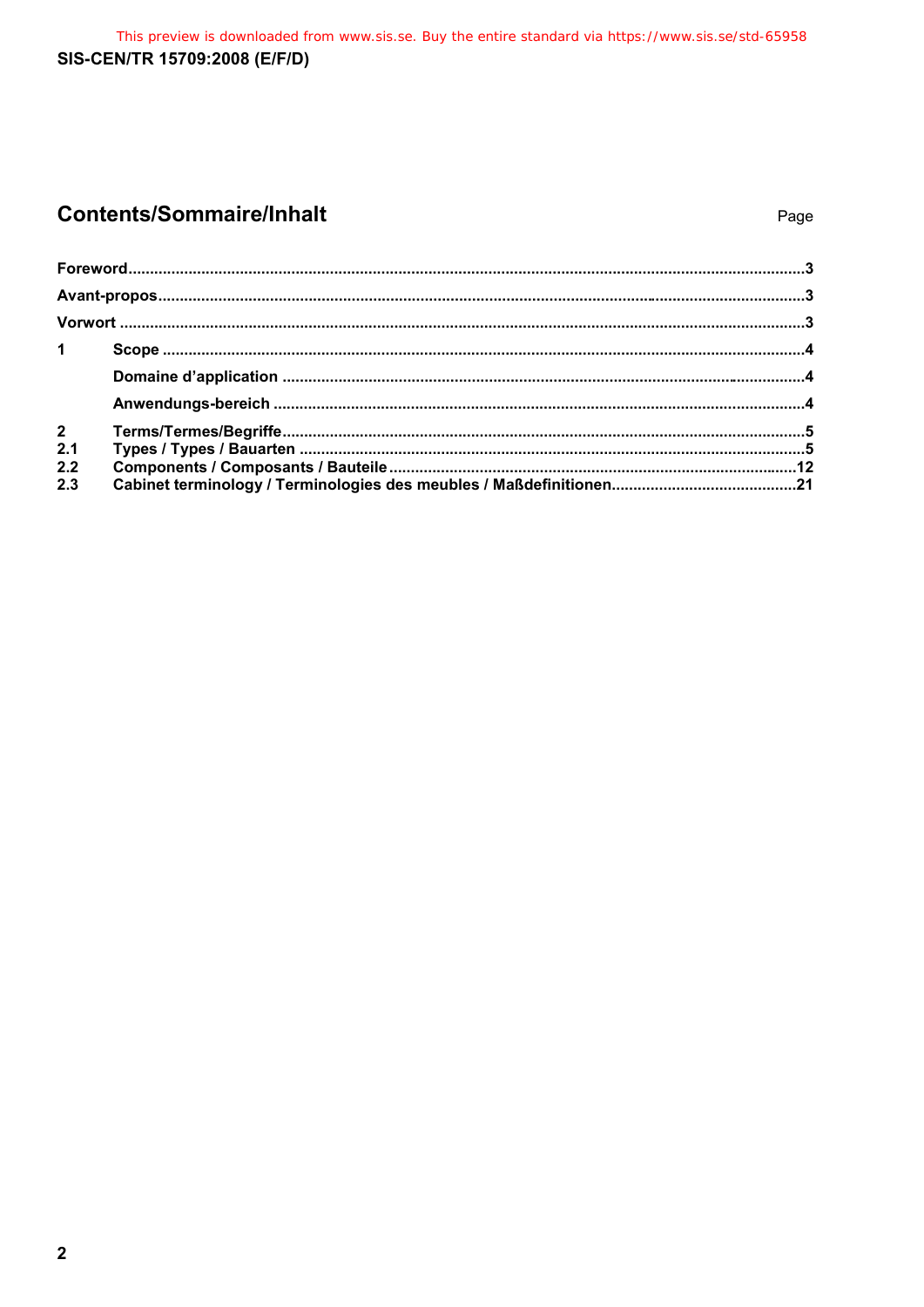## Contents/Sommaire/Inhalt

| | | Page |
|---|---|---|
| **Foreword** | | **3** |
| **Avant-propos** | | **3** |
| **Vorwort** | | **3** |
| **1** | **Scope** | **4** |
| | **Domaine d'application** | **4** |
| | **Anwendungs-bereich** | **4** |
| **2** | **Terms/Termes/Begriffe** | **5** |
| **2.1** | **Types / Types / Bauarten** | **5** |
| **2.2** | **Components / Composants / Bauteile** | **12** |
| **2.3** | **Cabinet terminology / Terminologies des meubles / Maßdefinitionen** | **21** |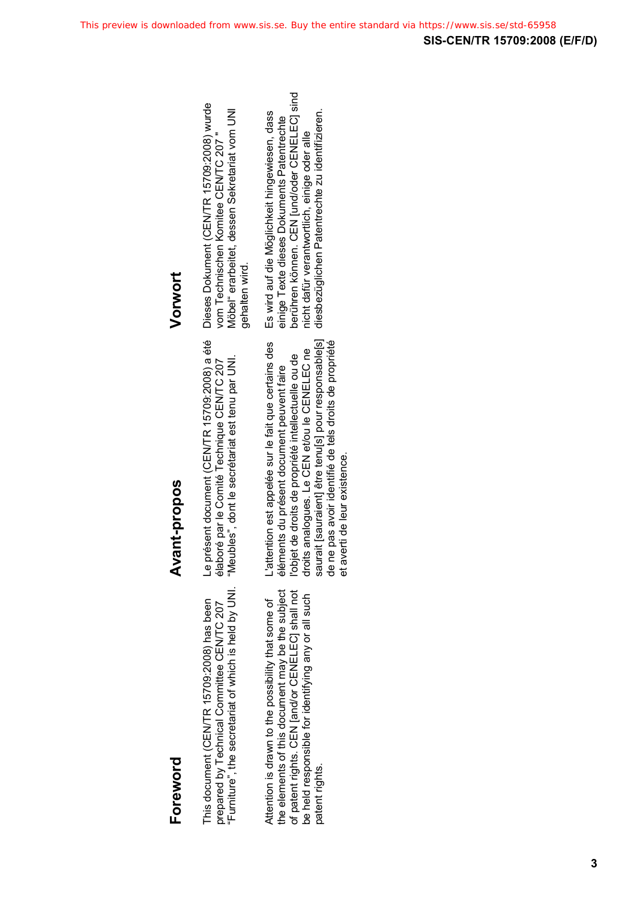## Foreword

This document (CEN/TR 15709:2008) has been prepared by Technical Committee CEN/TC 207 "Furniture", the secretariat of which is held by UNI.

Attention is drawn to the possibility that some of the elements of this document may be the subject of patent rights. CEN [and/or CENELEC] shall not be held responsible for identifying any or all such patent rights.

## Avant-propos

Le présent document (CEN/TR 15709:2008) a été élaboré par le Comité Technique CEN/TC 207 "Meubles", dont le secrétariat est tenu par UNI.

L'attention est appelée sur le fait que certains des éléments du présent document peuvent faire l'objet de droits de propriété intellectuelle ou de droits analogues. Le CEN et/ou le CENELEC ne saurait [sauraient] être tenu[s] pour responsable[s] de ne pas avoir identifié de tels droits de propriété et averti de leur existence.

## Vorwort

Dieses Dokument (CEN/TR 15709:2008) wurde vom Technischen Komitee CEN/TC 207 " Möbel" erarbeitet, dessen Sekretariat vom UNI gehalten wird.

Es wird auf die Möglichkeit hingewiesen, dass einige Texte dieses Dokuments Patentrechte berühren können. CEN [und/oder CENELEC] sind nicht dafür verantwortlich, einige oder alle diesbezüglichen Patentrechte zu identifizieren.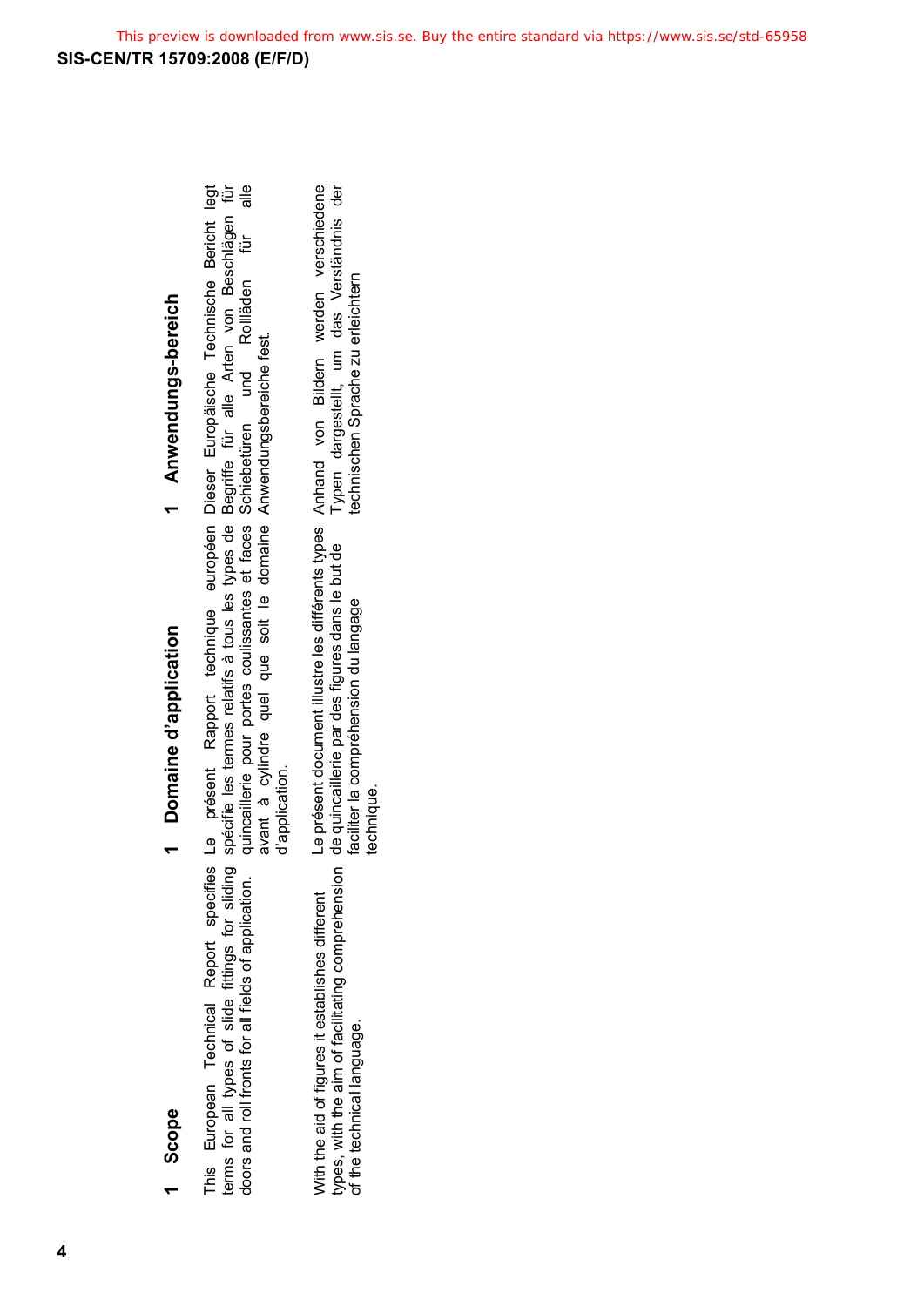## 1 Scope

This European Technical Report specifies terms for all types of slide fittings for sliding doors and roll fronts for all fields of application.

With the aid of figures it establishes different types, with the aim of facilitating comprehension of the technical language.

## 1 Domaine d'application

Le présent Rapport technique européen spécifie les termes relatifs à tous les types de quincaillerie pour portes coulissantes et faces avant à cylindre quel que soit le domaine d'application.

Le présent document illustre les différents types de quincaillerie par des figures dans le but de faciliter la compréhension du langage technique.

## 1 Anwendungs-bereich

Dieser Europäische Technische Bericht legt Begriffe für alle Arten von Beschlägen für Schiebetüren und Rollläden für alle Anwendungsbereiche fest.

Anhand von Bildern werden verschiedene Typen dargestellt, um das Verständnis der technischen Sprache zu erleichtern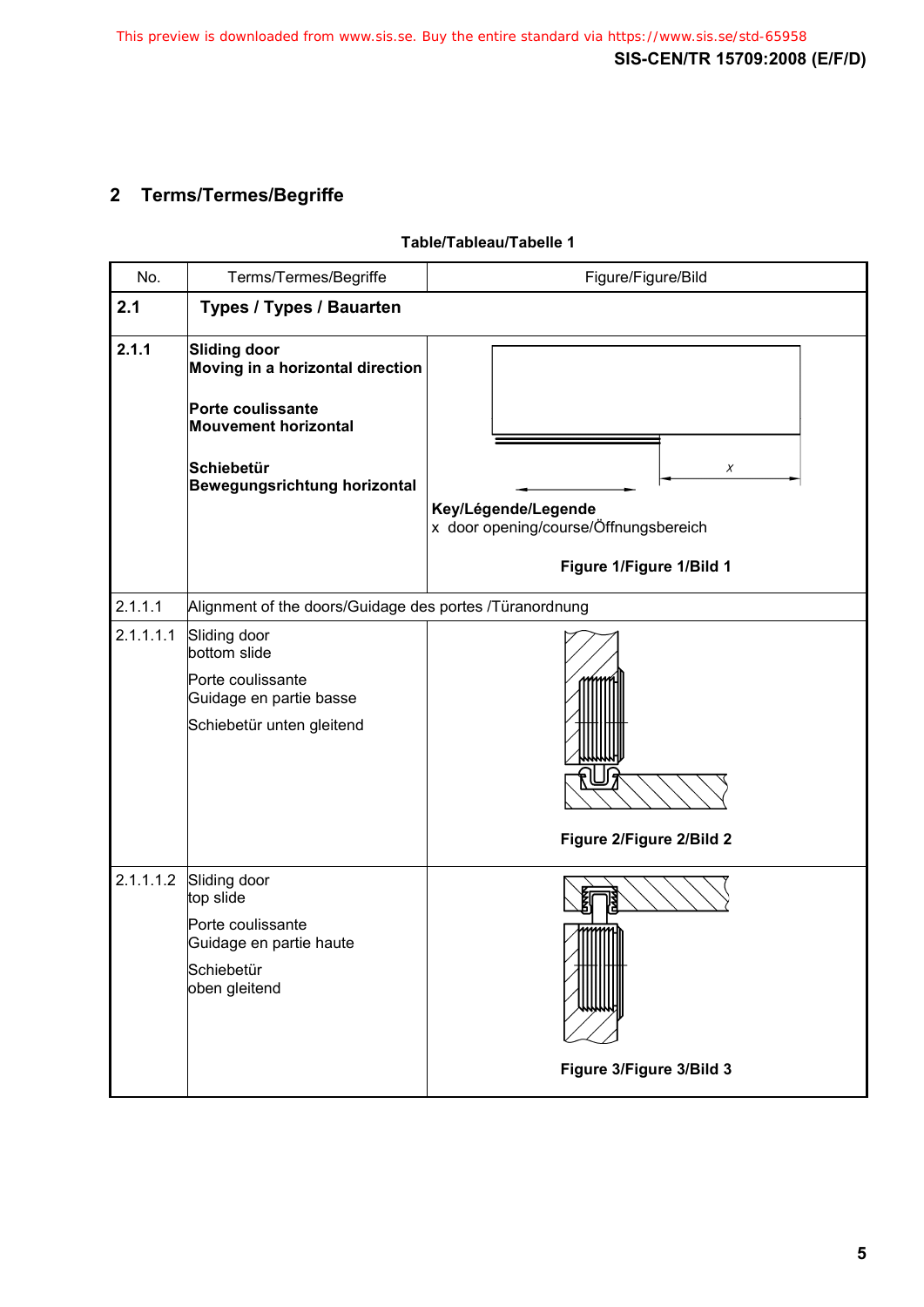## 2 Terms/Termes/Begriffe

Table/Tableau/Tabelle 1

| No. | Terms/Termes/Begriffe | Figure/Figure/Bild |
|---|---|---|
| **2.1** | **Types / Types / Bauarten** | |
| **2.1.1** | **Sliding door**<br>**Moving in a horizontal direction**<br><br>**Porte coulissante**<br>**Mouvement horizontal**<br><br>**Schiebetür**<br>**Bewegungsrichtung horizontal** | x<br><br>**Key/Légende/Legende**<br>x door opening/course/Öffnungsbereich<br><br>**Figure 1/Figure 1/Bild 1** |
| 2.1.1.1 | Alignment of the doors/Guidage des portes /Türanordnung | |
| 2.1.1.1.1 | Sliding door<br>bottom slide<br><br>Porte coulissante<br>Guidage en partie basse<br><br>Schiebetür unten gleitend | **Figure 2/Figure 2/Bild 2** |
| 2.1.1.1.2 | Sliding door<br>top slide<br><br>Porte coulissante<br>Guidage en partie haute<br><br>Schiebetür<br>oben gleitend | **Figure 3/Figure 3/Bild 3** |